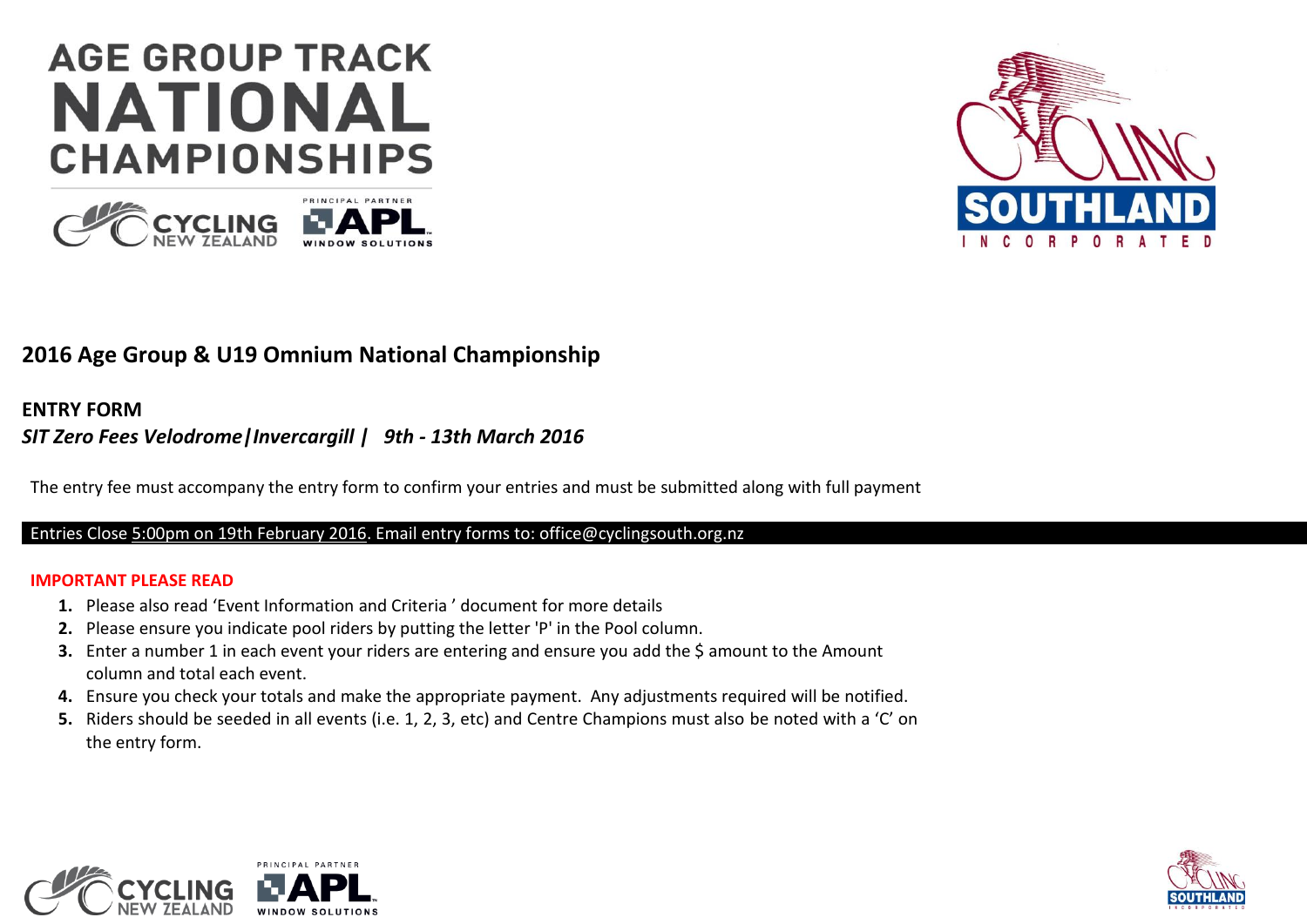# AGE GROUP TRACK NATIONAL CHAMPIONSHIPS

CYCLING NEW ZEALAND | PRINCIPAL PARTNER APL WINDOW SOLUTIONS

CYCLING SOUTHLAND INCORPORATED

## 2016 Age Group & U19 Omnium National Championship

**ENTRY FORM**

***SIT Zero Fees Velodrome|Invercargill | 9th - 13th March 2016***

The entry fee must accompany the entry form to confirm your entries and must be submitted along with full payment

Entries Close 5:00pm on 19th February 2016. Email entry forms to: office@cyclingsouth.org.nz

**IMPORTANT PLEASE READ**

1. Please also read 'Event Information and Criteria ' document for more details
2. Please ensure you indicate pool riders by putting the letter 'P' in the Pool column.
3. Enter a number 1 in each event your riders are entering and ensure you add the $ amount to the Amount column and total each event.
4. Ensure you check your totals and make the appropriate payment. Any adjustments required will be notified.
5. Riders should be seeded in all events (i.e. 1, 2, 3, etc) and Centre Champions must also be noted with a 'C' on the entry form.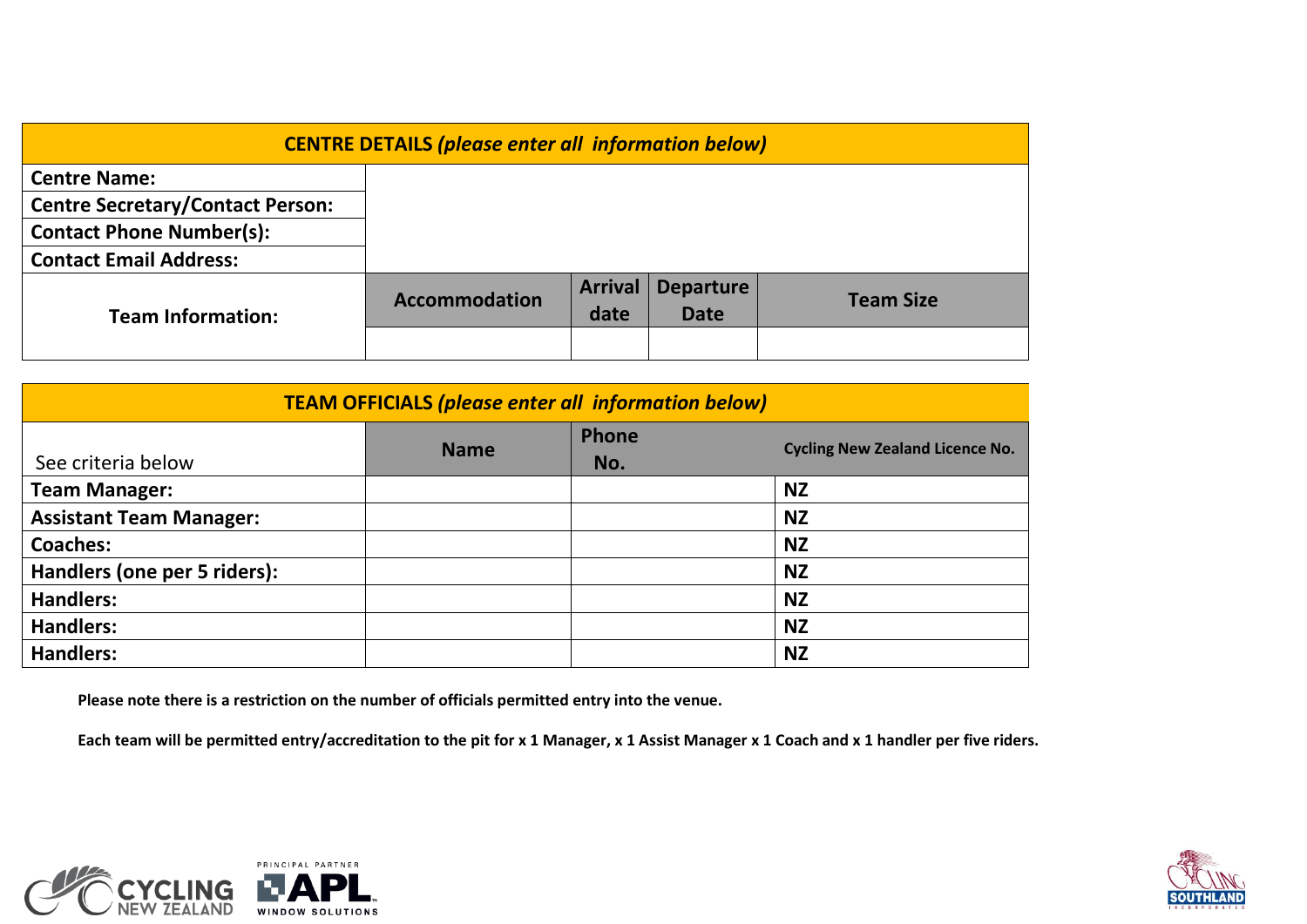| CENTRE DETAILS *(please enter all information below)* | | | | |
|---|---|---|---|---|
| **Centre Name:** | | | | |
| **Centre Secretary/Contact Person:** | | | | |
| **Contact Phone Number(s):** | | | | |
| **Contact Email Address:** | | | | |
| **Team Information:** | **Accommodation** | **Arrival date** | **Departure Date** | **Team Size** |
| | | | | |

| TEAM OFFICIALS *(please enter all information below)* | | | |
|---|---|---|---|
| See criteria below | **Name** | **Phone No.** | **Cycling New Zealand Licence No.** |
| **Team Manager:** | | | **NZ** |
| **Assistant Team Manager:** | | | **NZ** |
| **Coaches:** | | | **NZ** |
| **Handlers (one per 5 riders):** | | | **NZ** |
| **Handlers:** | | | **NZ** |
| **Handlers:** | | | **NZ** |
| **Handlers:** | | | **NZ** |

**Please note there is a restriction on the number of officials permitted entry into the venue.**

**Each team will be permitted entry/accreditation to the pit for x 1 Manager, x 1 Assist Manager x 1 Coach and x 1 handler per five riders.**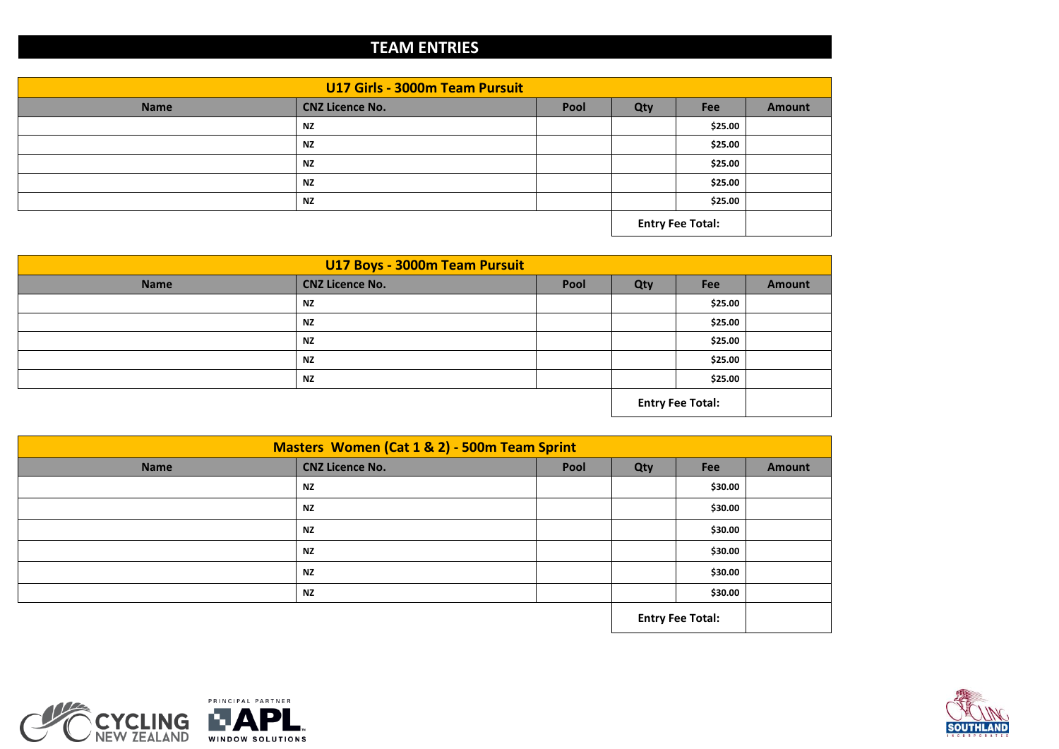# TEAM ENTRIES

| U17 Girls - 3000m Team Pursuit | | | | | |
|---|---|---|---|---|---|
| **Name** | **CNZ Licence No.** | **Pool** | **Qty** | **Fee** | **Amount** |
| | NZ | | | $25.00 | |
| | NZ | | | $25.00 | |
| | NZ | | | $25.00 | |
| | NZ | | | $25.00 | |
| | NZ | | | $25.00 | |
| | | | **Entry Fee Total:** | | |

| U17 Boys - 3000m Team Pursuit | | | | | |
|---|---|---|---|---|---|
| **Name** | **CNZ Licence No.** | **Pool** | **Qty** | **Fee** | **Amount** |
| | NZ | | | $25.00 | |
| | NZ | | | $25.00 | |
| | NZ | | | $25.00 | |
| | NZ | | | $25.00 | |
| | NZ | | | $25.00 | |
| | | | **Entry Fee Total:** | | |

| Masters Women (Cat 1 & 2) - 500m Team Sprint | | | | | |
|---|---|---|---|---|---|
| **Name** | **CNZ Licence No.** | **Pool** | **Qty** | **Fee** | **Amount** |
| | NZ | | | $30.00 | |
| | NZ | | | $30.00 | |
| | NZ | | | $30.00 | |
| | NZ | | | $30.00 | |
| | NZ | | | $30.00 | |
| | NZ | | | $30.00 | |
| | | | **Entry Fee Total:** | | |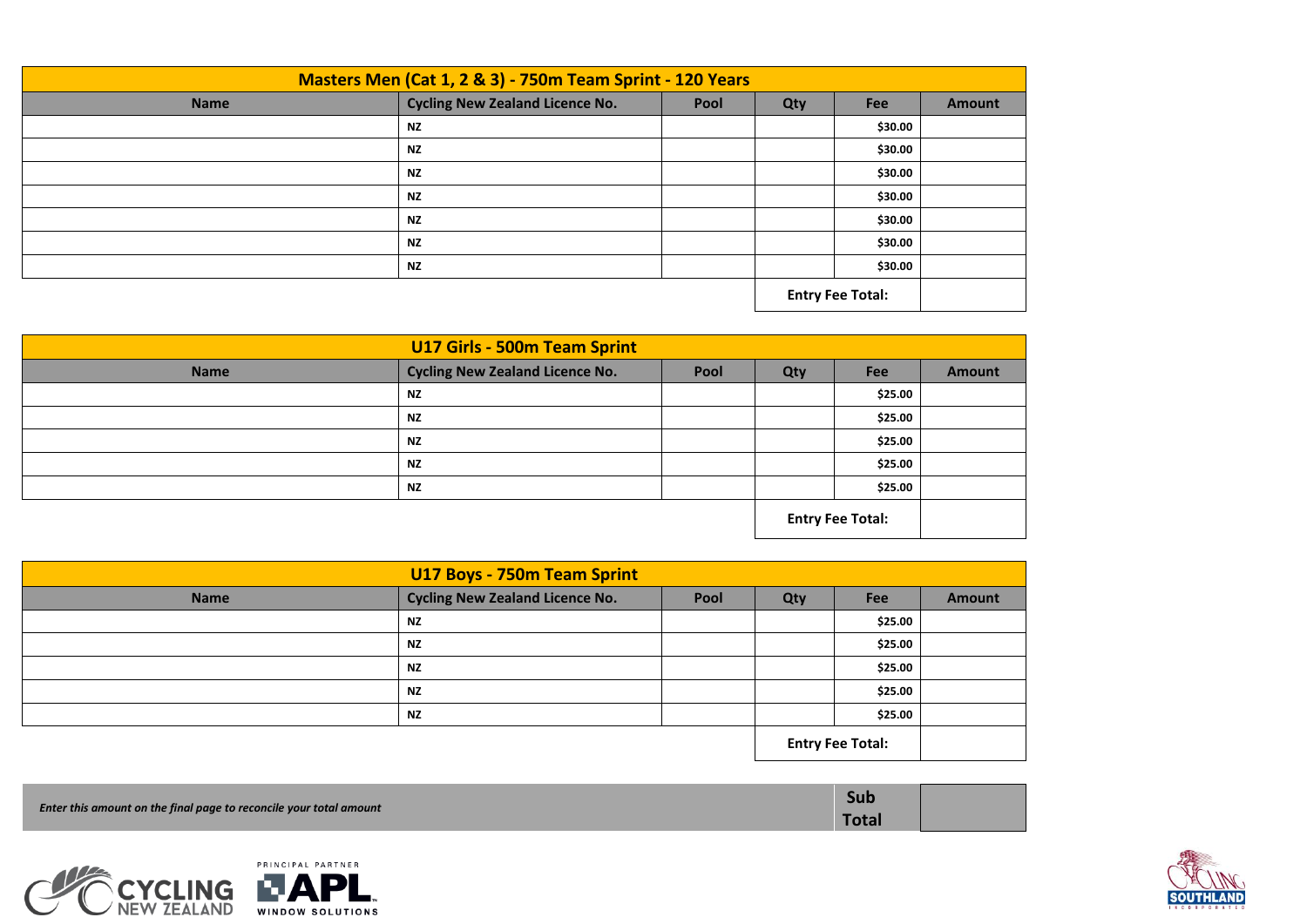## Masters Men (Cat 1, 2 & 3) - 750m Team Sprint - 120 Years

| Name | Cycling New Zealand Licence No. | Pool | Qty | Fee | Amount |
|---|---|---|---|---|---|
| | NZ | | | $30.00 | |
| | NZ | | | $30.00 | |
| | NZ | | | $30.00 | |
| | NZ | | | $30.00 | |
| | NZ | | | $30.00 | |
| | NZ | | | $30.00 | |
| | NZ | | | $30.00 | |
| | | | Entry Fee Total: | | |

## U17 Girls - 500m Team Sprint

| Name | Cycling New Zealand Licence No. | Pool | Qty | Fee | Amount |
|---|---|---|---|---|---|
| | NZ | | | $25.00 | |
| | NZ | | | $25.00 | |
| | NZ | | | $25.00 | |
| | NZ | | | $25.00 | |
| | NZ | | | $25.00 | |
| | | | Entry Fee Total: | | |

## U17 Boys - 750m Team Sprint

| Name | Cycling New Zealand Licence No. | Pool | Qty | Fee | Amount |
|---|---|---|---|---|---|
| | NZ | | | $25.00 | |
| | NZ | | | $25.00 | |
| | NZ | | | $25.00 | |
| | NZ | | | $25.00 | |
| | NZ | | | $25.00 | |
| | | | Entry Fee Total: | | |

| *Enter this amount on the final page to reconcile your total amount* | **Sub Total** | |
|---|---|---|

CYCLING NEW ZEALAND

PRINCIPAL PARTNER APL WINDOW SOLUTIONS

CYCLING SOUTHLAND INCORPORATED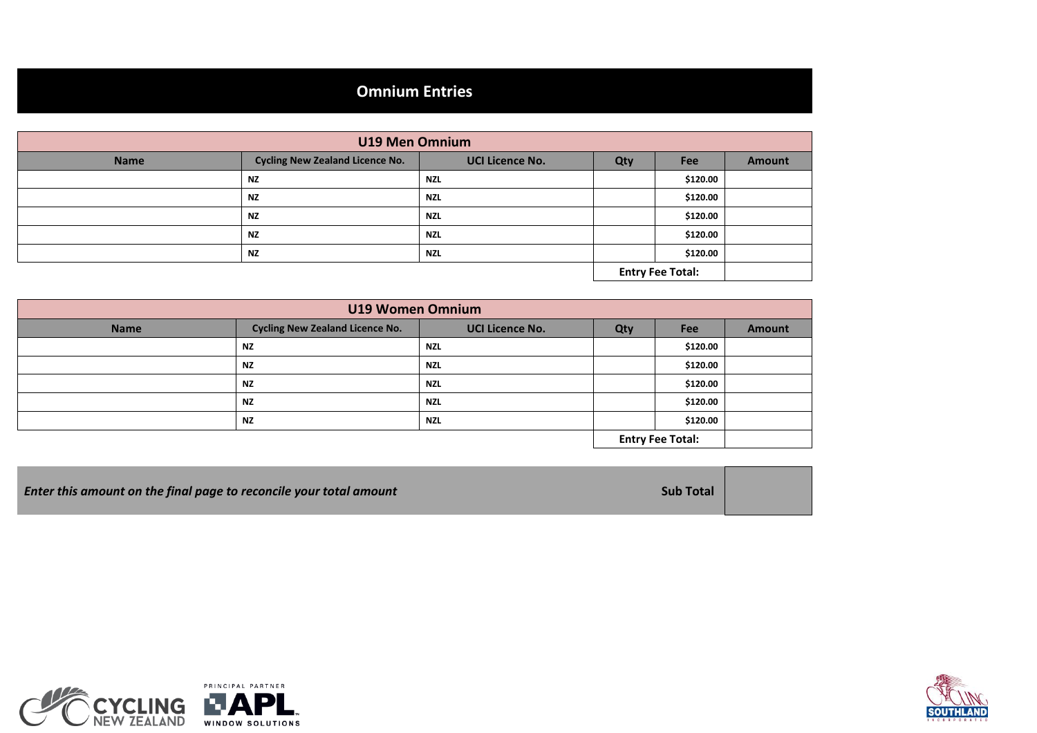# Omnium Entries

## U19 Men Omnium

| Name | Cycling New Zealand Licence No. | UCI Licence No. | Qty | Fee | Amount |
|---|---|---|---|---|---|
| | **NZ** | **NZL** | | **$120.00** | |
| | **NZ** | **NZL** | | **$120.00** | |
| | **NZ** | **NZL** | | **$120.00** | |
| | **NZ** | **NZL** | | **$120.00** | |
| | **NZ** | **NZL** | | **$120.00** | |
| | | | **Entry Fee Total:** | | |

## U19 Women Omnium

| Name | Cycling New Zealand Licence No. | UCI Licence No. | Qty | Fee | Amount |
|---|---|---|---|---|---|
| | **NZ** | **NZL** | | **$120.00** | |
| | **NZ** | **NZL** | | **$120.00** | |
| | **NZ** | **NZL** | | **$120.00** | |
| | **NZ** | **NZL** | | **$120.00** | |
| | **NZ** | **NZL** | | **$120.00** | |
| | | | **Entry Fee Total:** | | |

| ***Enter this amount on the final page to reconcile your total amount*** | **Sub Total** | |
|---|---|---|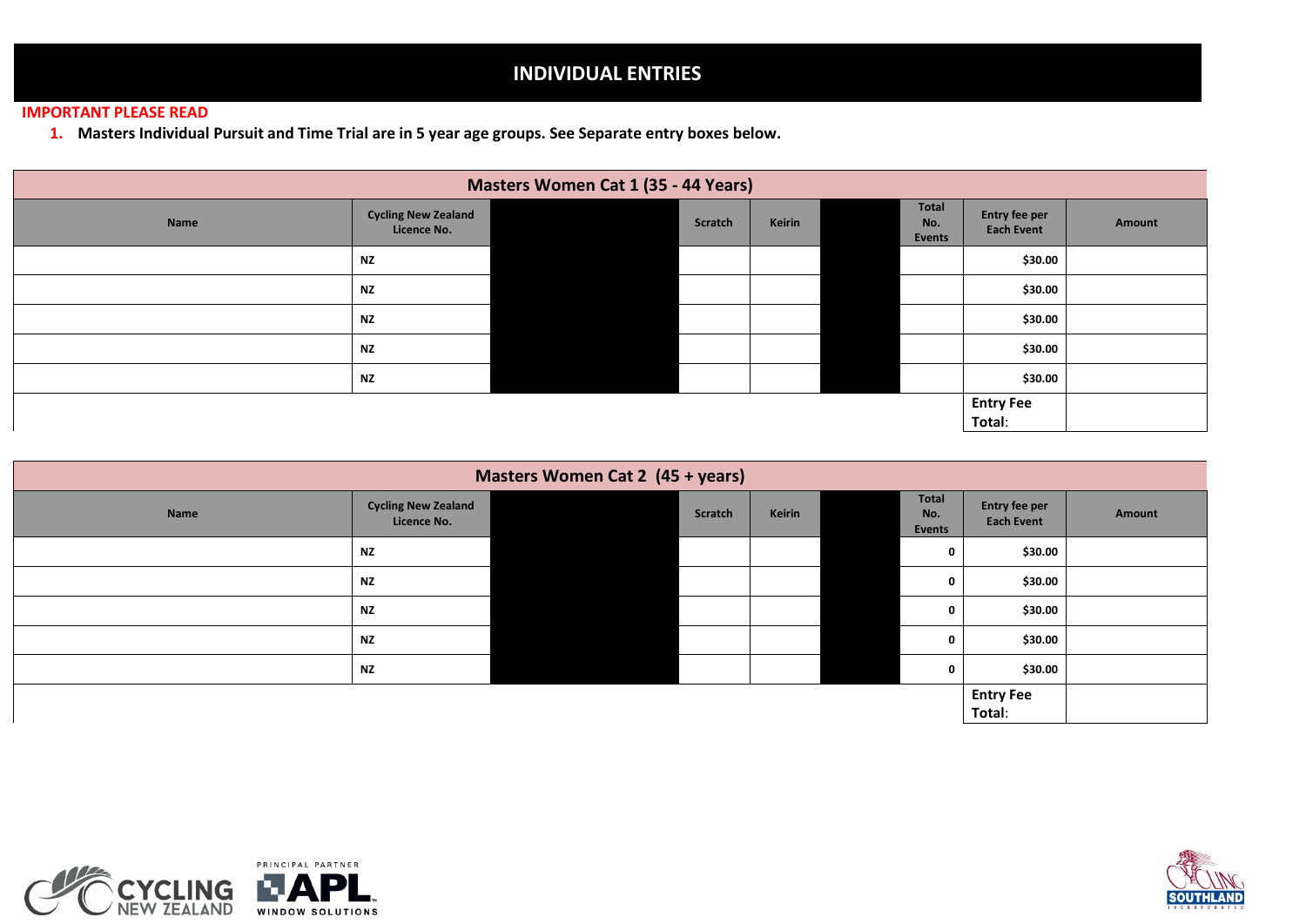# INDIVIDUAL ENTRIES

**IMPORTANT PLEASE READ**

1. **Masters Individual Pursuit and Time Trial are in 5 year age groups. See Separate entry boxes below.**

## Masters Women Cat 1 (35 - 44 Years)

| Name | Cycling New Zealand Licence No. | | Scratch | Keirin | | Total No. Events | Entry fee per Each Event | Amount |
|---|---|---|---|---|---|---|---|---|
| | NZ | | | | | | $30.00 | |
| | NZ | | | | | | $30.00 | |
| | NZ | | | | | | $30.00 | |
| | NZ | | | | | | $30.00 | |
| | NZ | | | | | | $30.00 | |
| | | | | | | | **Entry Fee Total:** | |

## Masters Women Cat 2 (45 + years)

| Name | Cycling New Zealand Licence No. | | Scratch | Keirin | | Total No. Events | Entry fee per Each Event | Amount |
|---|---|---|---|---|---|---|---|---|
| | NZ | | | | | 0 | $30.00 | |
| | NZ | | | | | 0 | $30.00 | |
| | NZ | | | | | 0 | $30.00 | |
| | NZ | | | | | 0 | $30.00 | |
| | NZ | | | | | 0 | $30.00 | |
| | | | | | | | **Entry Fee Total:** | |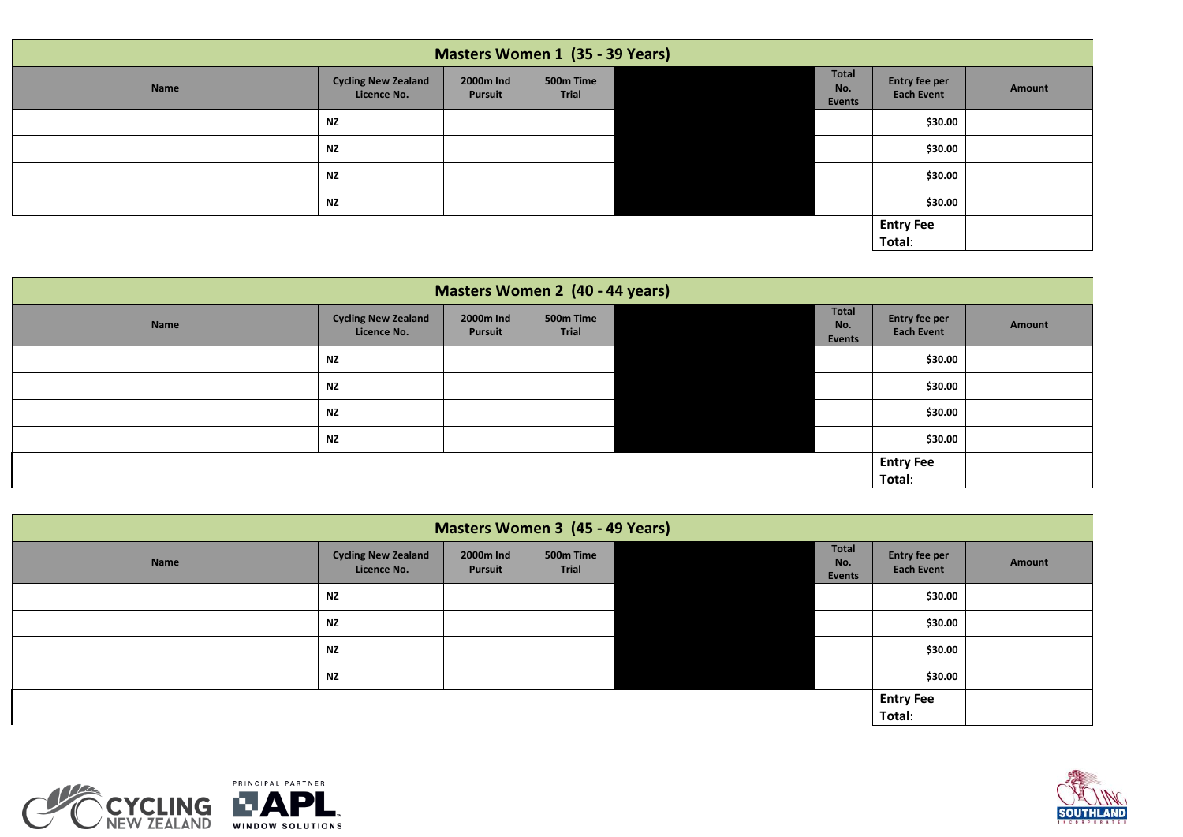## Masters Women 1 (35 - 39 Years)

| Name | Cycling New Zealand Licence No. | 2000m Ind Pursuit | 500m Time Trial | | Total No. Events | Entry fee per Each Event | Amount |
|---|---|---|---|---|---|---|---|
| | NZ | | | | | $30.00 | |
| | NZ | | | | | $30.00 | |
| | NZ | | | | | $30.00 | |
| | NZ | | | | | $30.00 | |
| | | | | | | **Entry Fee Total**: | |

## Masters Women 2 (40 - 44 years)

| Name | Cycling New Zealand Licence No. | 2000m Ind Pursuit | 500m Time Trial | | Total No. Events | Entry fee per Each Event | Amount |
|---|---|---|---|---|---|---|---|
| | NZ | | | | | $30.00 | |
| | NZ | | | | | $30.00 | |
| | NZ | | | | | $30.00 | |
| | NZ | | | | | $30.00 | |
| | | | | | | **Entry Fee Total**: | |

## Masters Women 3 (45 - 49 Years)

| Name | Cycling New Zealand Licence No. | 2000m Ind Pursuit | 500m Time Trial | | Total No. Events | Entry fee per Each Event | Amount |
|---|---|---|---|---|---|---|---|
| | NZ | | | | | $30.00 | |
| | NZ | | | | | $30.00 | |
| | NZ | | | | | $30.00 | |
| | NZ | | | | | $30.00 | |
| | | | | | | **Entry Fee Total**: | |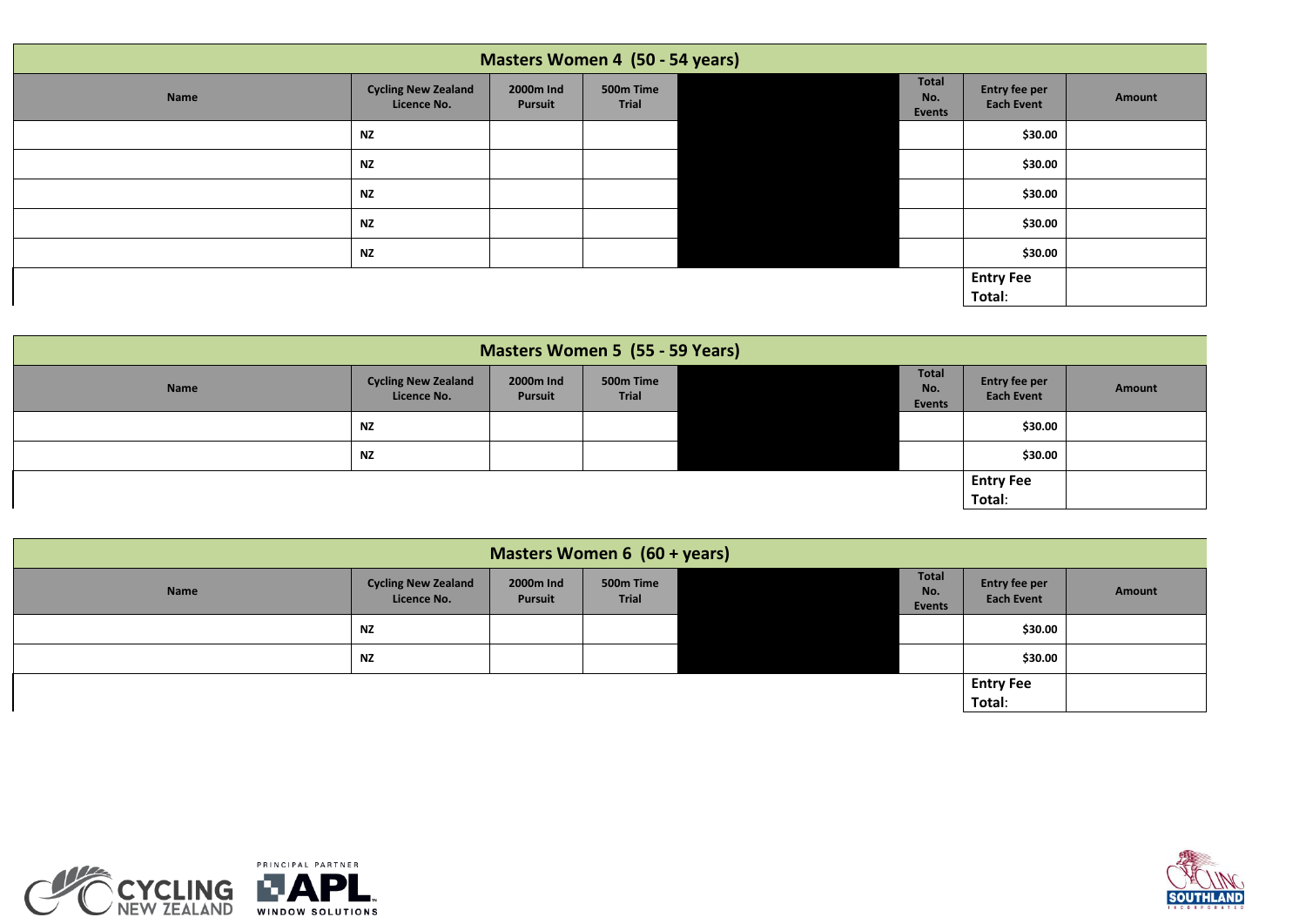## Masters Women 4 (50 - 54 years)

| Name | Cycling New Zealand Licence No. | 2000m Ind Pursuit | 500m Time Trial | | Total No. Events | Entry fee per Each Event | Amount |
|---|---|---|---|---|---|---|---|
| | NZ | | | | | $30.00 | |
| | NZ | | | | | $30.00 | |
| | NZ | | | | | $30.00 | |
| | NZ | | | | | $30.00 | |
| | NZ | | | | | $30.00 | |
| | | | | | | **Entry Fee Total**: | |

## Masters Women 5 (55 - 59 Years)

| Name | Cycling New Zealand Licence No. | 2000m Ind Pursuit | 500m Time Trial | | Total No. Events | Entry fee per Each Event | Amount |
|---|---|---|---|---|---|---|---|
| | NZ | | | | | $30.00 | |
| | NZ | | | | | $30.00 | |
| | | | | | | **Entry Fee Total**: | |

## Masters Women 6 (60 + years)

| Name | Cycling New Zealand Licence No. | 2000m Ind Pursuit | 500m Time Trial | | Total No. Events | Entry fee per Each Event | Amount |
|---|---|---|---|---|---|---|---|
| | NZ | | | | | $30.00 | |
| | NZ | | | | | $30.00 | |
| | | | | | | **Entry Fee Total**: | |

CYCLING NEW ZEALAND

PRINCIPAL PARTNER APL WINDOW SOLUTIONS

CYCLING SOUTHLAND INCORPORATED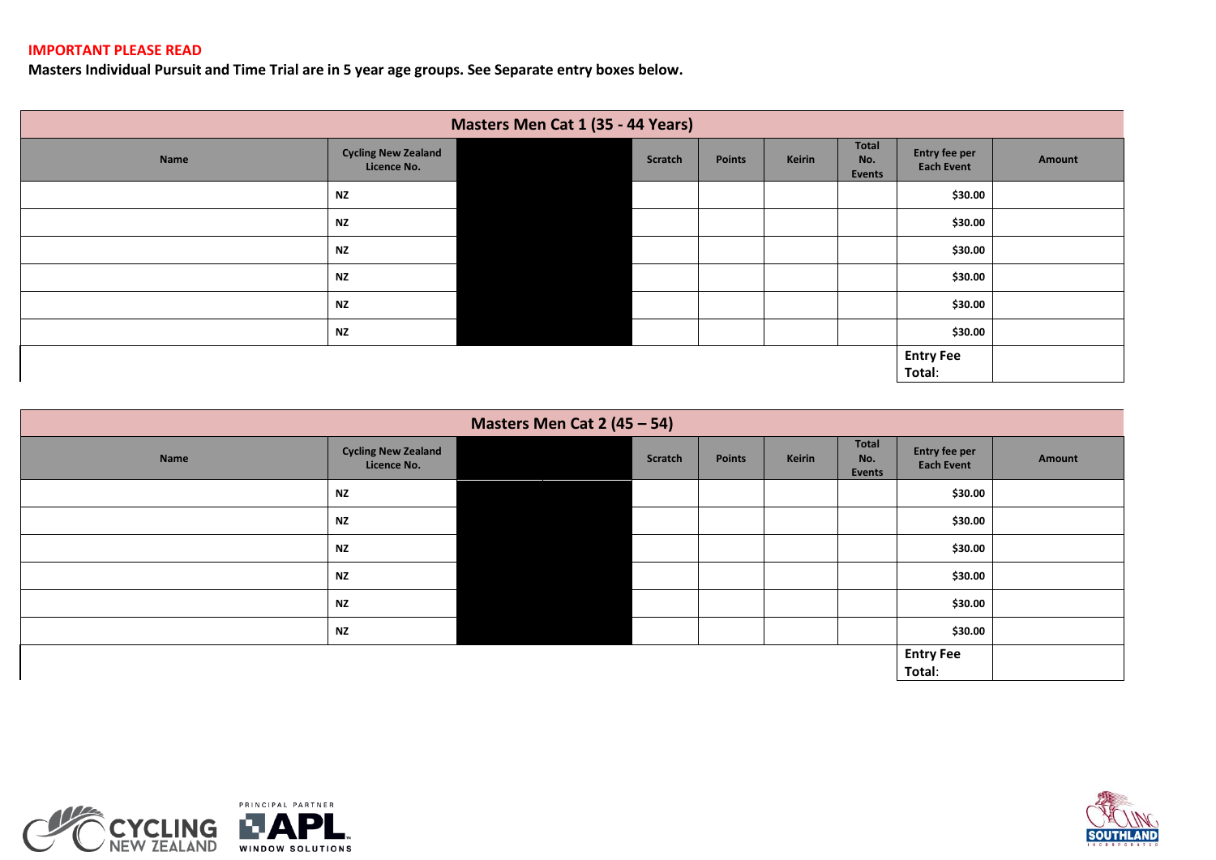**IMPORTANT PLEASE READ**

**Masters Individual Pursuit and Time Trial are in 5 year age groups. See Separate entry boxes below.**

| Masters Men Cat 1 (35 - 44 Years) | | | | | | | | |
|---|---|---|---|---|---|---|---|---|
| Name | Cycling New Zealand Licence No. | | Scratch | Points | Keirin | Total No. Events | Entry fee per Each Event | Amount |
| | NZ | | | | | | $30.00 | |
| | NZ | | | | | | $30.00 | |
| | NZ | | | | | | $30.00 | |
| | NZ | | | | | | $30.00 | |
| | NZ | | | | | | $30.00 | |
| | NZ | | | | | | $30.00 | |
| | | | | | | | Entry Fee Total: | |

| Masters Men Cat 2 (45 – 54) | | | | | | | | |
|---|---|---|---|---|---|---|---|---|
| Name | Cycling New Zealand Licence No. | | Scratch | Points | Keirin | Total No. Events | Entry fee per Each Event | Amount |
| | NZ | | | | | | $30.00 | |
| | NZ | | | | | | $30.00 | |
| | NZ | | | | | | $30.00 | |
| | NZ | | | | | | $30.00 | |
| | NZ | | | | | | $30.00 | |
| | NZ | | | | | | $30.00 | |
| | | | | | | | Entry Fee Total: | |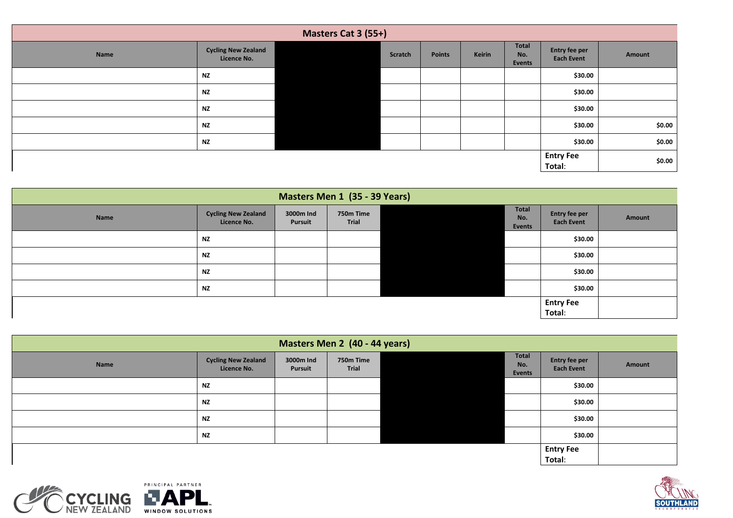## Masters Cat 3 (55+)

| Name | Cycling New Zealand Licence No. | | Scratch | Points | Keirin | Total No. Events | Entry fee per Each Event | Amount |
|---|---|---|---|---|---|---|---|---|
| | NZ | | | | | | $30.00 | |
| | NZ | | | | | | $30.00 | |
| | NZ | | | | | | $30.00 | |
| | NZ | | | | | | $30.00 | $0.00 |
| | NZ | | | | | | $30.00 | $0.00 |
| | | | | | | | Entry Fee Total: | $0.00 |

## Masters Men 1 (35 - 39 Years)

| Name | Cycling New Zealand Licence No. | 3000m Ind Pursuit | 750m Time Trial | | Total No. Events | Entry fee per Each Event | Amount |
|---|---|---|---|---|---|---|---|
| | NZ | | | | | $30.00 | |
| | NZ | | | | | $30.00 | |
| | NZ | | | | | $30.00 | |
| | NZ | | | | | $30.00 | |
| | | | | | | Entry Fee Total: | |

## Masters Men 2 (40 - 44 years)

| Name | Cycling New Zealand Licence No. | 3000m Ind Pursuit | 750m Time Trial | | Total No. Events | Entry fee per Each Event | Amount |
|---|---|---|---|---|---|---|---|
| | NZ | | | | | $30.00 | |
| | NZ | | | | | $30.00 | |
| | NZ | | | | | $30.00 | |
| | NZ | | | | | $30.00 | |
| | | | | | | Entry Fee Total: | |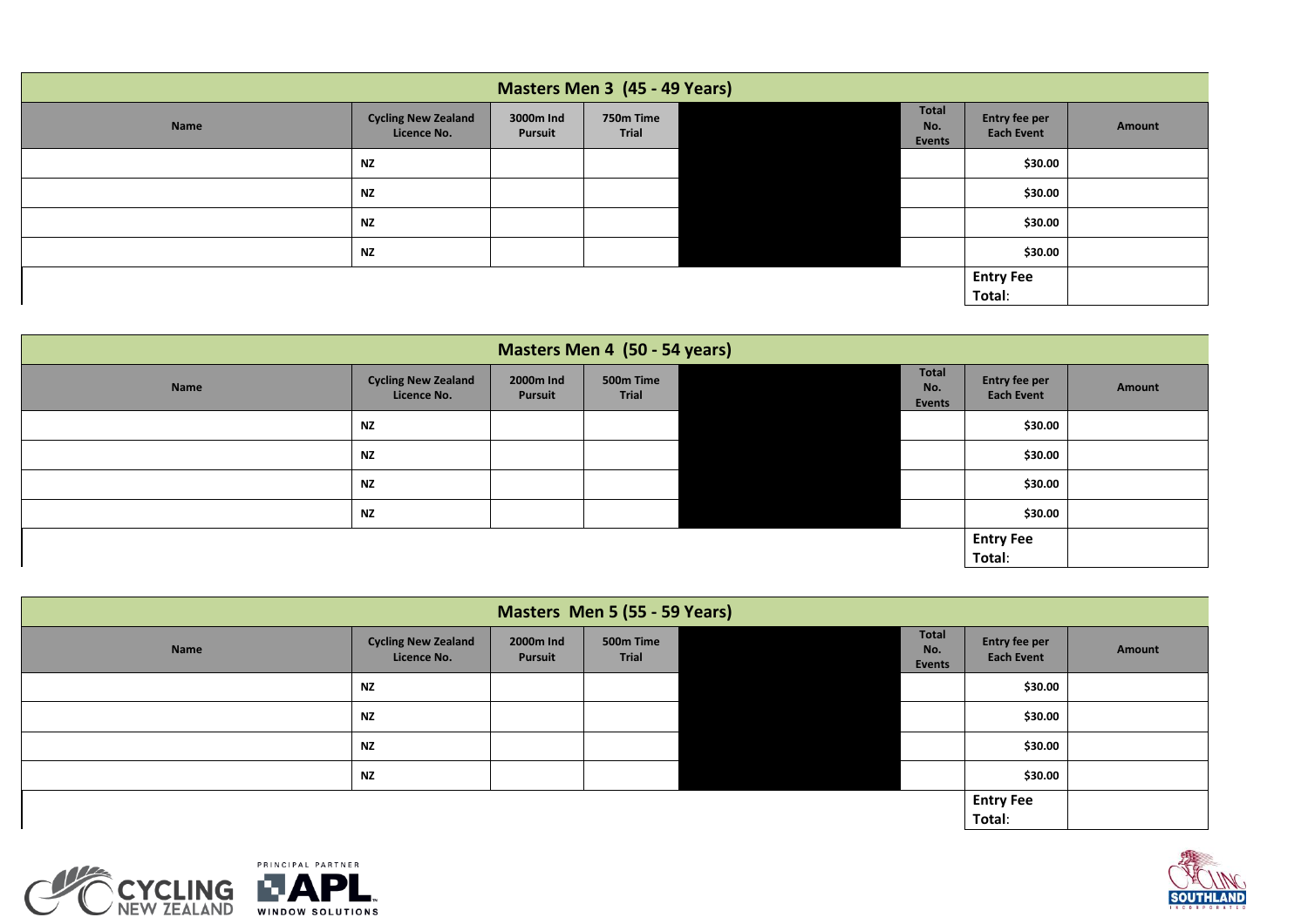## Masters Men 3 (45 - 49 Years)

| Name | Cycling New Zealand Licence No. | 3000m Ind Pursuit | 750m Time Trial | | Total No. Events | Entry fee per Each Event | Amount |
|---|---|---|---|---|---|---|---|
| | NZ | | | | | $30.00 | |
| | NZ | | | | | $30.00 | |
| | NZ | | | | | $30.00 | |
| | NZ | | | | | $30.00 | |
| | | | | | | Entry Fee Total: | |

## Masters Men 4 (50 - 54 years)

| Name | Cycling New Zealand Licence No. | 2000m Ind Pursuit | 500m Time Trial | | Total No. Events | Entry fee per Each Event | Amount |
|---|---|---|---|---|---|---|---|
| | NZ | | | | | $30.00 | |
| | NZ | | | | | $30.00 | |
| | NZ | | | | | $30.00 | |
| | NZ | | | | | $30.00 | |
| | | | | | | Entry Fee Total: | |

## Masters Men 5 (55 - 59 Years)

| Name | Cycling New Zealand Licence No. | 2000m Ind Pursuit | 500m Time Trial | | Total No. Events | Entry fee per Each Event | Amount |
|---|---|---|---|---|---|---|---|
| | NZ | | | | | $30.00 | |
| | NZ | | | | | $30.00 | |
| | NZ | | | | | $30.00 | |
| | NZ | | | | | $30.00 | |
| | | | | | | Entry Fee Total: | |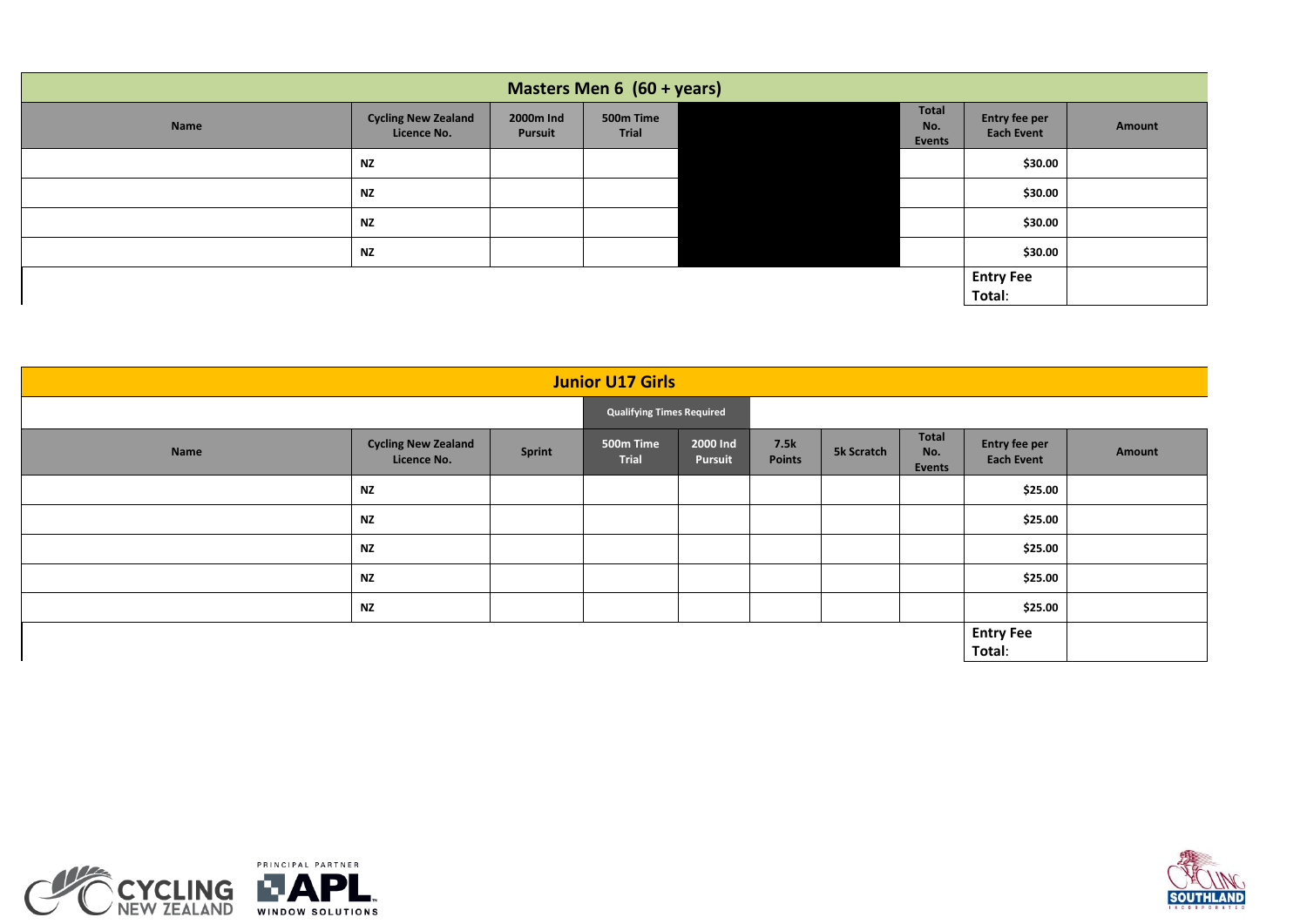## Masters Men 6 (60 + years)

| Name | Cycling New Zealand Licence No. | 2000m Ind Pursuit | 500m Time Trial | | Total No. Events | Entry fee per Each Event | Amount |
|---|---|---|---|---|---|---|---|
| | NZ | | | | | $30.00 | |
| | NZ | | | | | $30.00 | |
| | NZ | | | | | $30.00 | |
| | NZ | | | | | $30.00 | |
| | | | | | | Entry Fee Total: | |

## Junior U17 Girls

| Name | Cycling New Zealand Licence No. | Sprint | 500m Time Trial (Qualifying Times Required) | 2000 Ind Pursuit (Qualifying Times Required) | 7.5k Points | 5k Scratch | Total No. Events | Entry fee per Each Event | Amount |
|---|---|---|---|---|---|---|---|---|---|
| | NZ | | | | | | | $25.00 | |
| | NZ | | | | | | | $25.00 | |
| | NZ | | | | | | | $25.00 | |
| | NZ | | | | | | | $25.00 | |
| | NZ | | | | | | | $25.00 | |
| | | | | | | | | Entry Fee Total: | |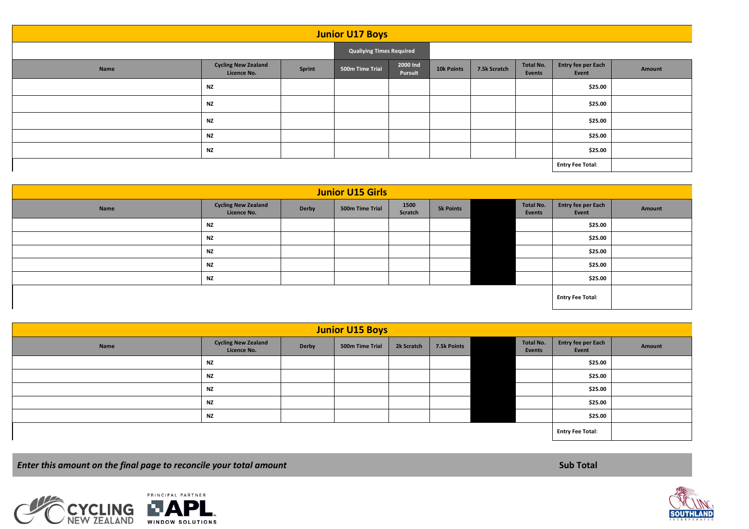## Junior U17 Boys

| Name | Cycling New Zealand Licence No. | Sprint | Qualiying Times Required | | 10k Points | 7.5k Scratch | Total No. Events | Entry fee per Each Event | Amount |
|---|---|---|---|---|---|---|---|---|---|
| | | | 500m Time Trial | 2000 Ind Pursuit | | | | | |
| | NZ | | | | | | | $25.00 | |
| | NZ | | | | | | | $25.00 | |
| | NZ | | | | | | | $25.00 | |
| | NZ | | | | | | | $25.00 | |
| | NZ | | | | | | | $25.00 | |
| | | | | | | | | Entry Fee Total: | |

## Junior U15 Girls

| Name | Cycling New Zealand Licence No. | Derby | 500m Time Trial | 1500 Scratch | 5k Points | | Total No. Events | Entry fee per Each Event | Amount |
|---|---|---|---|---|---|---|---|---|---|
| | NZ | | | | | | | $25.00 | |
| | NZ | | | | | | | $25.00 | |
| | NZ | | | | | | | $25.00 | |
| | NZ | | | | | | | $25.00 | |
| | NZ | | | | | | | $25.00 | |
| | | | | | | | | Entry Fee Total: | |

## Junior U15 Boys

| Name | Cycling New Zealand Licence No. | Derby | 500m Time Trial | 2k Scratch | 7.5k Points | | Total No. Events | Entry fee per Each Event | Amount |
|---|---|---|---|---|---|---|---|---|---|
| | NZ | | | | | | | $25.00 | |
| | NZ | | | | | | | $25.00 | |
| | NZ | | | | | | | $25.00 | |
| | NZ | | | | | | | $25.00 | |
| | NZ | | | | | | | $25.00 | |
| | | | | | | | | Entry Fee Total: | |

***Enter this amount on the final page to reconcile your total amount*** **Sub Total**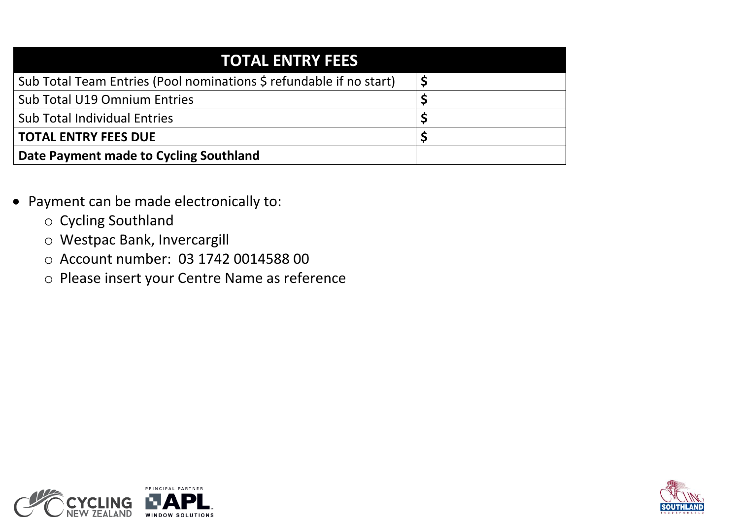| TOTAL ENTRY FEES | |
|---|---|
| Sub Total Team Entries (Pool nominations $ refundable if no start) | **$** |
| Sub Total U19 Omnium Entries | **$** |
| Sub Total Individual Entries | **$** |
| **TOTAL ENTRY FEES DUE** | **$** |
| **Date Payment made to Cycling Southland** | |

- Payment can be made electronically to:
  - Cycling Southland
  - Westpac Bank, Invercargill
  - Account number: 03 1742 0014588 00
  - Please insert your Centre Name as reference